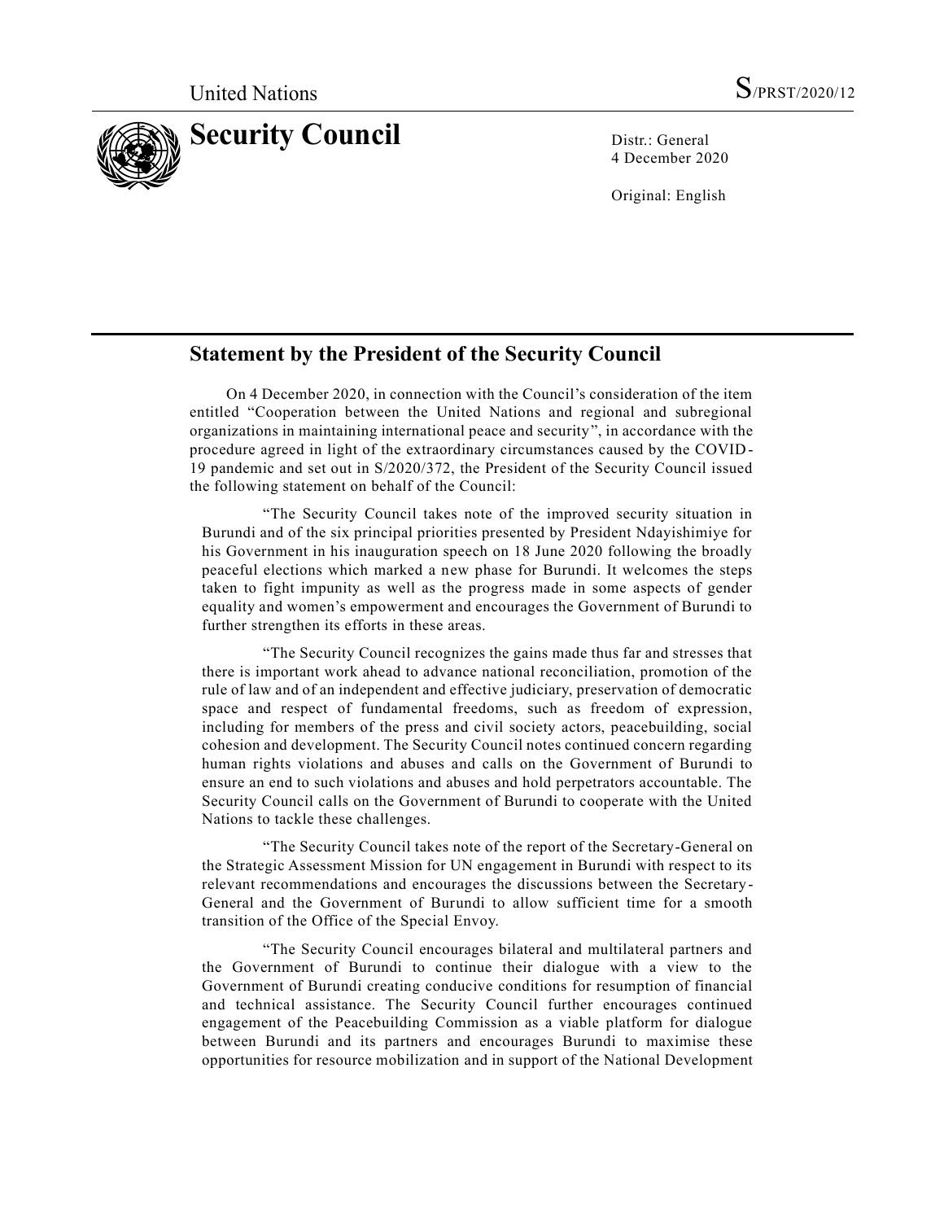United Nations S/PRST/2020/12

# Security Council

Distr.: General
4 December 2020

Original: English

## Statement by the President of the Security Council

On 4 December 2020, in connection with the Council's consideration of the item entitled "Cooperation between the United Nations and regional and subregional organizations in maintaining international peace and security", in accordance with the procedure agreed in light of the extraordinary circumstances caused by the COVID-19 pandemic and set out in S/2020/372, the President of the Security Council issued the following statement on behalf of the Council:

"The Security Council takes note of the improved security situation in Burundi and of the six principal priorities presented by President Ndayishimiye for his Government in his inauguration speech on 18 June 2020 following the broadly peaceful elections which marked a new phase for Burundi. It welcomes the steps taken to fight impunity as well as the progress made in some aspects of gender equality and women's empowerment and encourages the Government of Burundi to further strengthen its efforts in these areas.

"The Security Council recognizes the gains made thus far and stresses that there is important work ahead to advance national reconciliation, promotion of the rule of law and of an independent and effective judiciary, preservation of democratic space and respect of fundamental freedoms, such as freedom of expression, including for members of the press and civil society actors, peacebuilding, social cohesion and development. The Security Council notes continued concern regarding human rights violations and abuses and calls on the Government of Burundi to ensure an end to such violations and abuses and hold perpetrators accountable. The Security Council calls on the Government of Burundi to cooperate with the United Nations to tackle these challenges.

"The Security Council takes note of the report of the Secretary-General on the Strategic Assessment Mission for UN engagement in Burundi with respect to its relevant recommendations and encourages the discussions between the Secretary-General and the Government of Burundi to allow sufficient time for a smooth transition of the Office of the Special Envoy.

"The Security Council encourages bilateral and multilateral partners and the Government of Burundi to continue their dialogue with a view to the Government of Burundi creating conducive conditions for resumption of financial and technical assistance. The Security Council further encourages continued engagement of the Peacebuilding Commission as a viable platform for dialogue between Burundi and its partners and encourages Burundi to maximise these opportunities for resource mobilization and in support of the National Development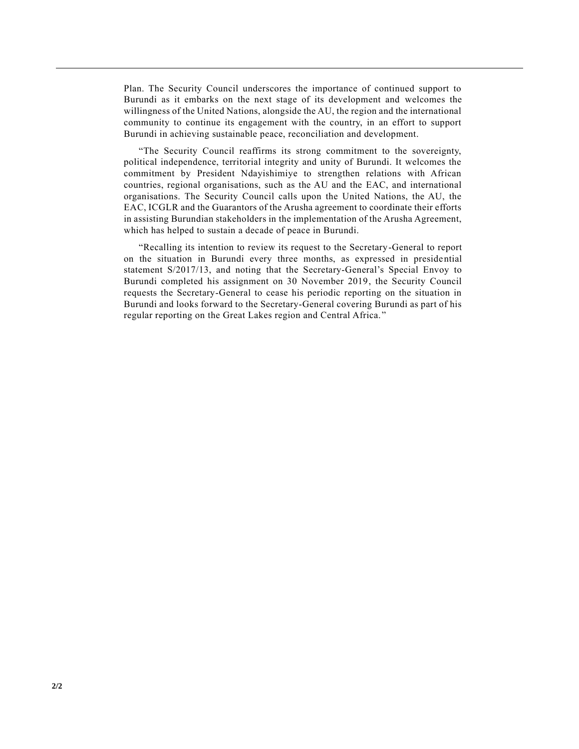Plan. The Security Council underscores the importance of continued support to Burundi as it embarks on the next stage of its development and welcomes the willingness of the United Nations, alongside the AU, the region and the international community to continue its engagement with the country, in an effort to support Burundi in achieving sustainable peace, reconciliation and development.

"The Security Council reaffirms its strong commitment to the sovereignty, political independence, territorial integrity and unity of Burundi. It welcomes the commitment by President Ndayishimiye to strengthen relations with African countries, regional organisations, such as the AU and the EAC, and international organisations. The Security Council calls upon the United Nations, the AU, the EAC, ICGLR and the Guarantors of the Arusha agreement to coordinate their efforts in assisting Burundian stakeholders in the implementation of the Arusha Agreement, which has helped to sustain a decade of peace in Burundi.

"Recalling its intention to review its request to the Secretary-General to report on the situation in Burundi every three months, as expressed in presidential statement S/2017/13, and noting that the Secretary-General's Special Envoy to Burundi completed his assignment on 30 November 2019, the Security Council requests the Secretary-General to cease his periodic reporting on the situation in Burundi and looks forward to the Secretary-General covering Burundi as part of his regular reporting on the Great Lakes region and Central Africa."